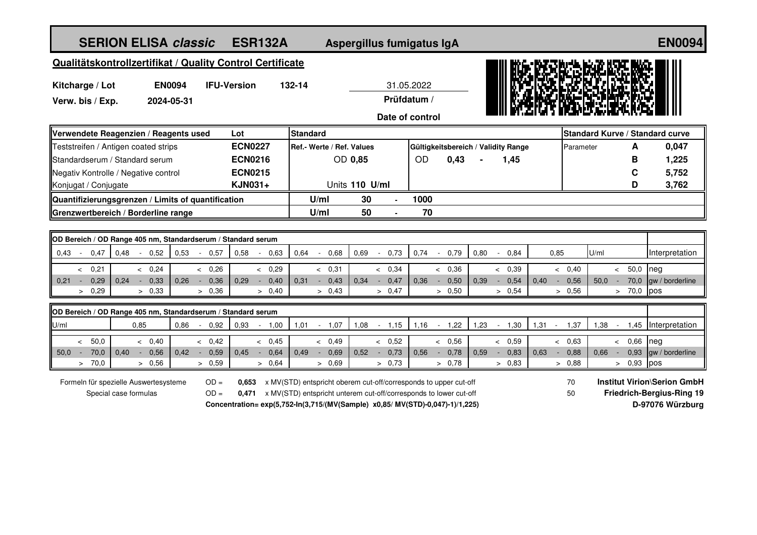# SERION ELISA *classic* ESR132A Aspergillus fumigatus IgA EN0094

## Qualitätskontrollzertifikat / Quality Control Certificate

**Kitcharge / Lot** **EN0094** **IFU-Version** **132-14**

**Verw. bis / Exp.** **2024-05-31**

31.05.2022
**Prüfdatum / Date of control**

| Verwendete Reagenzien / Reagents used | Lot | Standard | | Standard Kurve / Standard curve | |
|---|---|---|---|---|---|
| Teststreifen / Antigen coated strips | **ECN0227** | Ref.- Werte / Ref. Values | Gültigkeitsbereich / Validity Range | Parameter **A** | **0,047** |
| Standardserum / Standard serum | **ECN0216** | OD **0,85** | OD **0,43** - **1,45** | **B** | **1,225** |
| Negativ Kontrolle / Negative control | **ECN0215** | | | **C** | **5,752** |
| Konjugat / Conjugate | **KJN031+** | Units **110 U/ml** | | **D** | **3,762** |
| **Quantifizierungsgrenzen / Limits of quantification** | | **U/ml** **30** - **1000** | | | |
| **Grenzwertbereich / Borderline range** | | **U/ml** **50** - **70** | | | |

**OD Bereich / OD Range 405 nm, Standardserum / Standard serum**

| 0,43 - 0,47 | 0,48 - 0,52 | 0,53 - 0,57 | 0,58 - 0,63 | 0,64 - 0,68 | 0,69 - 0,73 | 0,74 - 0,79 | 0,80 - 0,84 | 0,85 | U/ml | Interpretation |
|---|---|---|---|---|---|---|---|---|---|---|
| < 0,21 | < 0,24 | < 0,26 | < 0,29 | < 0,31 | < 0,34 | < 0,36 | < 0,39 | < 0,40 | < 50,0 | neg |
| 0,21 - 0,29 | 0,24 - 0,33 | 0,26 - 0,36 | 0,29 - 0,40 | 0,31 - 0,43 | 0,34 - 0,47 | 0,36 - 0,50 | 0,39 - 0,54 | 0,40 - 0,56 | 50,0 - 70,0 | gw / borderline |
| > 0,29 | > 0,33 | > 0,36 | > 0,40 | > 0,43 | > 0,47 | > 0,50 | > 0,54 | > 0,56 | > 70,0 | pos |

**OD Bereich / OD Range 405 nm, Standardserum / Standard serum**

| U/ml | 0,85 | 0,86 - 0,92 | 0,93 - 1,00 | 1,01 - 1,07 | 1,08 - 1,15 | 1,16 - 1,22 | 1,23 - 1,30 | 1,31 - 1,37 | 1,38 - 1,45 | Interpretation |
|---|---|---|---|---|---|---|---|---|---|---|
| < 50,0 | < 0,40 | < 0,42 | < 0,45 | < 0,49 | < 0,52 | < 0,56 | < 0,59 | < 0,63 | < 0,66 | neg |
| 50,0 - 70,0 | 0,40 - 0,56 | 0,42 - 0,59 | 0,45 - 0,64 | 0,49 - 0,69 | 0,52 - 0,73 | 0,56 - 0,78 | 0,59 - 0,83 | 0,63 - 0,88 | 0,66 - 0,93 | gw / borderline |
| > 70,0 | > 0,56 | > 0,59 | > 0,64 | > 0,69 | > 0,73 | > 0,78 | > 0,83 | > 0,88 | > 0,93 | pos |

Formeln für spezielle Auswertesysteme / Special case formulas

OD = **0,653** x MV(STD) entspricht oberem cut-off/corresponds to upper cut-off 70

OD = **0,471** x MV(STD) entspricht unterem cut-off/corresponds to lower cut-off 50

**Concentration= exp(5,752-ln(3,715/(MV(Sample) x0,85/ MV(STD)-0,047)-1)/1,225)**

**Institut Virion\Serion GmbH**
**Friedrich-Bergius-Ring 19**
**D-97076 Würzburg**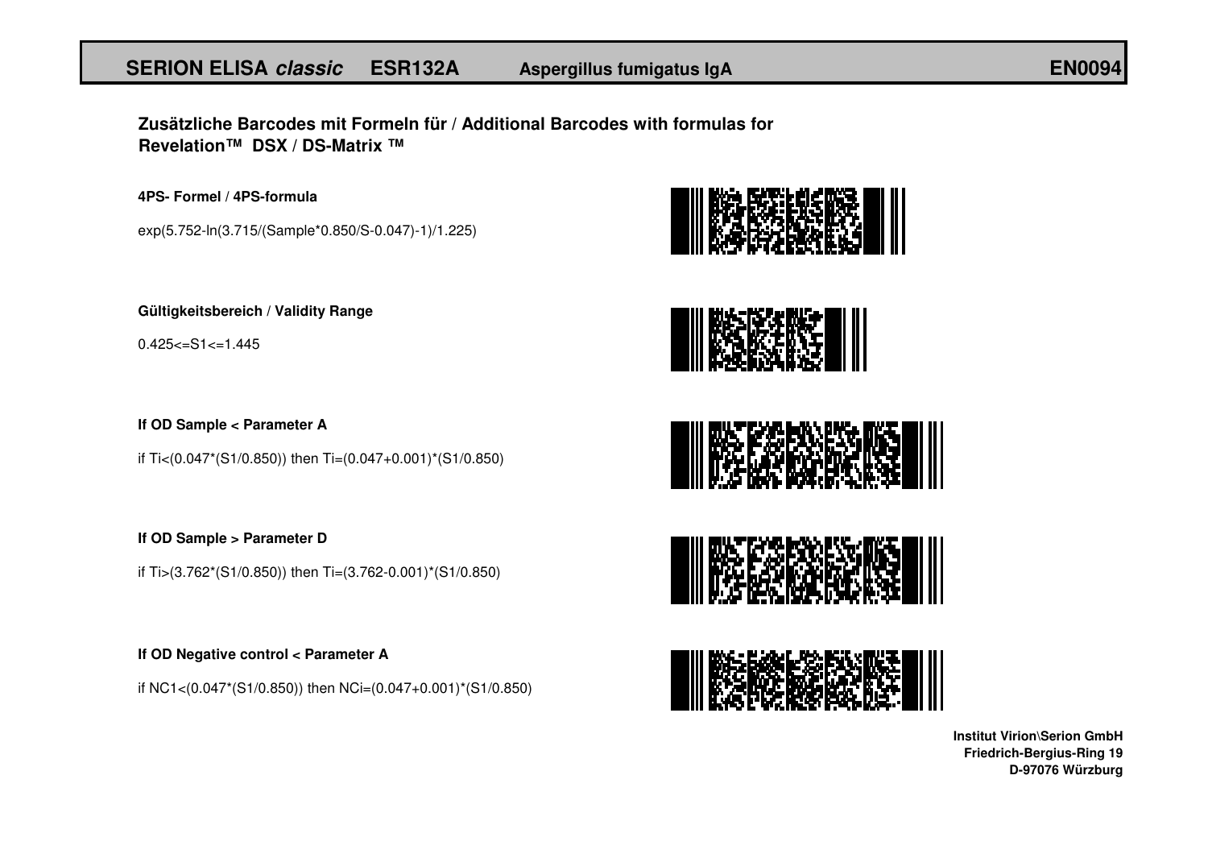## Zusätzliche Barcodes mit Formeln für / Additional Barcodes with formulas for Revelation™ DSX / DS-Matrix ™

**4PS- Formel / 4PS-formula**

exp(5.752-ln(3.715/(Sample*0.850/S-0.047)-1)/1.225)

**Gültigkeitsbereich / Validity Range**

0.425<=S1<=1.445

**If OD Sample < Parameter A**

if Ti<(0.047*(S1/0.850)) then Ti=(0.047+0.001)*(S1/0.850)

**If OD Sample > Parameter D**

if Ti>(3.762*(S1/0.850)) then Ti=(3.762-0.001)*(S1/0.850)

**If OD Negative control < Parameter A**

if NC1<(0.047*(S1/0.850)) then NCi=(0.047+0.001)*(S1/0.850)

**Institut Virion\Serion GmbH**
**Friedrich-Bergius-Ring 19**
**D-97076 Würzburg**